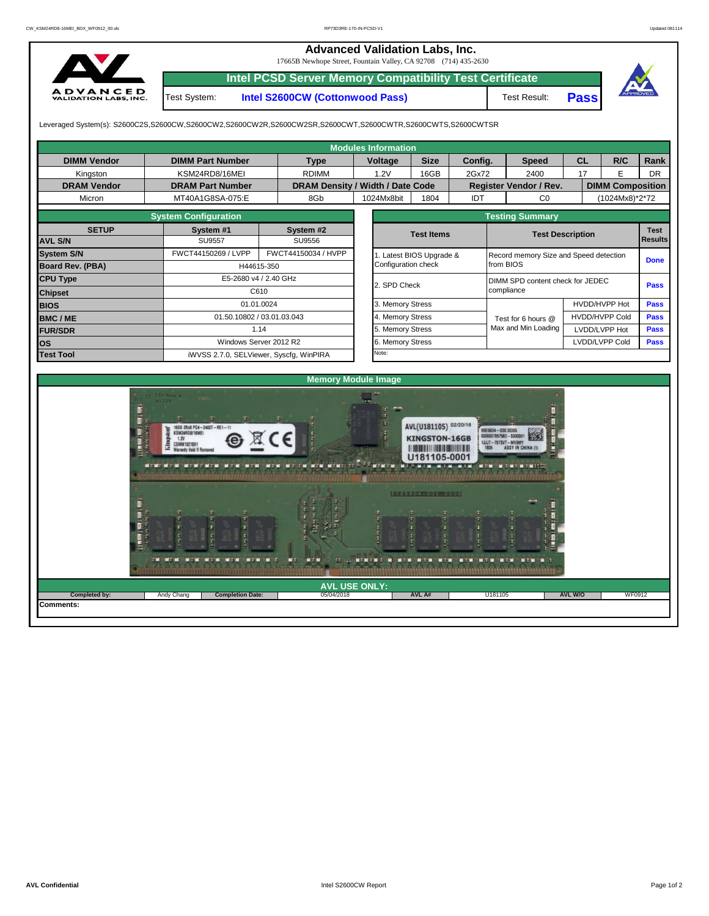# Advanced Validation Labs, Inc.

17665B Newhope Street, Fountain Valley, CA 92708 (714) 435-2630

## Intel PCSD Server Memory Compatibility Test Certificate

| Test System: | Intel S2600CW (Cottonwood Pass) | Test Result: | Pass |
|---|---|---|---|

Leveraged System(s): S2600C2S,S2600CW,S2600CW2,S2600CW2R,S2600CW2SR,S2600CWT,S2600CWTR,S2600CWTS,S2600CWTSR

### Modules Information

| DIMM Vendor | DIMM Part Number | Type | Voltage | Size | Config. | Speed | CL | R/C | Rank |
|---|---|---|---|---|---|---|---|---|---|
| Kingston | KSM24RD8/16MEI | RDIMM | 1.2V | 16GB | 2Gx72 | 2400 | 17 | E | DR |
| **DRAM Vendor** | **DRAM Part Number** | **DRAM Density / Width / Date Code** | | | **Register Vendor / Rev.** | | **DIMM Composition** | | |
| Micron | MT40A1G8SA-075:E | 8Gb | 1024Mx8bit | 1804 | IDT | C0 | (1024Mx8)*2*72 | | |

### System Configuration

| SETUP | System #1 | System #2 |
|---|---|---|
| AVL S/N | SU9557 | SU9556 |
| System S/N | FWCT44150269 / LVPP | FWCT44150034 / HVPP |
| Board Rev. (PBA) | H44615-350 | |
| CPU Type | E5-2680 v4 / 2.40 GHz | |
| Chipset | C610 | |
| BIOS | 01.01.0024 | |
| BMC / ME | 01.50.10802 / 03.01.03.043 | |
| FUR/SDR | 1.14 | |
| OS | Windows Server 2012 R2 | |
| Test Tool | iWVSS 2.7.0, SELViewer, Syscfg, WinPIRA | |

### Testing Summary

| Test Items | Test Description | | Test Results |
|---|---|---|---|
| 1. Latest BIOS Upgrade & Configuration check | Record memory Size and Speed detection from BIOS | | Done |
| 2. SPD Check | DIMM SPD content check for JEDEC compliance | | Pass |
| 3. Memory Stress | Test for 6 hours @ Max and Min Loading | HVDD/HVPP Hot | Pass |
| 4. Memory Stress | | HVDD/HVPP Cold | Pass |
| 5. Memory Stress | | LVDD/LVPP Hot | Pass |
| 6. Memory Stress | | LVDD/LVPP Cold | Pass |

Note:

### Memory Module Image

### AVL USE ONLY:

| Completed by: | Andy Chang | Completion Date: | 05/04/2018 | AVL A# | U181105 | AVL W/O | WF0912 |
|---|---|---|---|---|---|---|---|

Comments: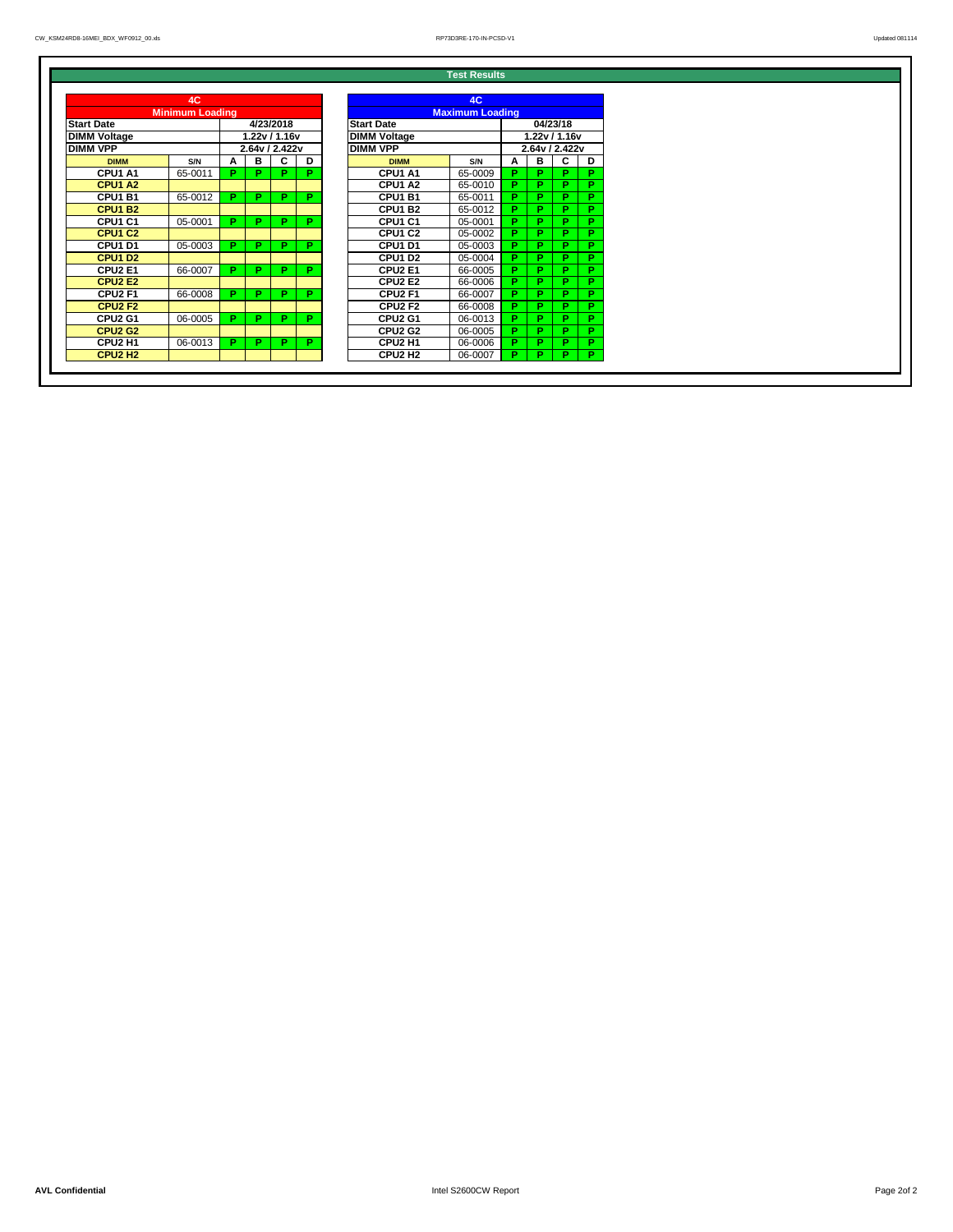## Test Results

| 4C Minimum Loading | | | | | |
|---|---|---|---|---|---|
| Start Date | | 4/23/2018 | | | |
| DIMM Voltage | | 1.22v / 1.16v | | | |
| DIMM VPP | | 2.64v / 2.422v | | | |
| DIMM | S/N | A | B | C | D |
| CPU1 A1 | 65-0011 | P | P | P | P |
| CPU1 A2 | | | | | |
| CPU1 B1 | 65-0012 | P | P | P | P |
| CPU1 B2 | | | | | |
| CPU1 C1 | 05-0001 | P | P | P | P |
| CPU1 C2 | | | | | |
| CPU1 D1 | 05-0003 | P | P | P | P |
| CPU1 D2 | | | | | |
| CPU2 E1 | 66-0007 | P | P | P | P |
| CPU2 E2 | | | | | |
| CPU2 F1 | 66-0008 | P | P | P | P |
| CPU2 F2 | | | | | |
| CPU2 G1 | 06-0005 | P | P | P | P |
| CPU2 G2 | | | | | |
| CPU2 H1 | 06-0013 | P | P | P | P |
| CPU2 H2 | | | | | |

| 4C Maximum Loading | | | | | |
|---|---|---|---|---|---|
| Start Date | | 04/23/18 | | | |
| DIMM Voltage | | 1.22v / 1.16v | | | |
| DIMM VPP | | 2.64v / 2.422v | | | |
| DIMM | S/N | A | B | C | D |
| CPU1 A1 | 65-0009 | P | P | P | P |
| CPU1 A2 | 65-0010 | P | P | P | P |
| CPU1 B1 | 65-0011 | P | P | P | P |
| CPU1 B2 | 65-0012 | P | P | P | P |
| CPU1 C1 | 05-0001 | P | P | P | P |
| CPU1 C2 | 05-0002 | P | P | P | P |
| CPU1 D1 | 05-0003 | P | P | P | P |
| CPU1 D2 | 05-0004 | P | P | P | P |
| CPU2 E1 | 66-0005 | P | P | P | P |
| CPU2 E2 | 66-0006 | P | P | P | P |
| CPU2 F1 | 66-0007 | P | P | P | P |
| CPU2 F2 | 66-0008 | P | P | P | P |
| CPU2 G1 | 06-0013 | P | P | P | P |
| CPU2 G2 | 06-0005 | P | P | P | P |
| CPU2 H1 | 06-0006 | P | P | P | P |
| CPU2 H2 | 06-0007 | P | P | P | P |